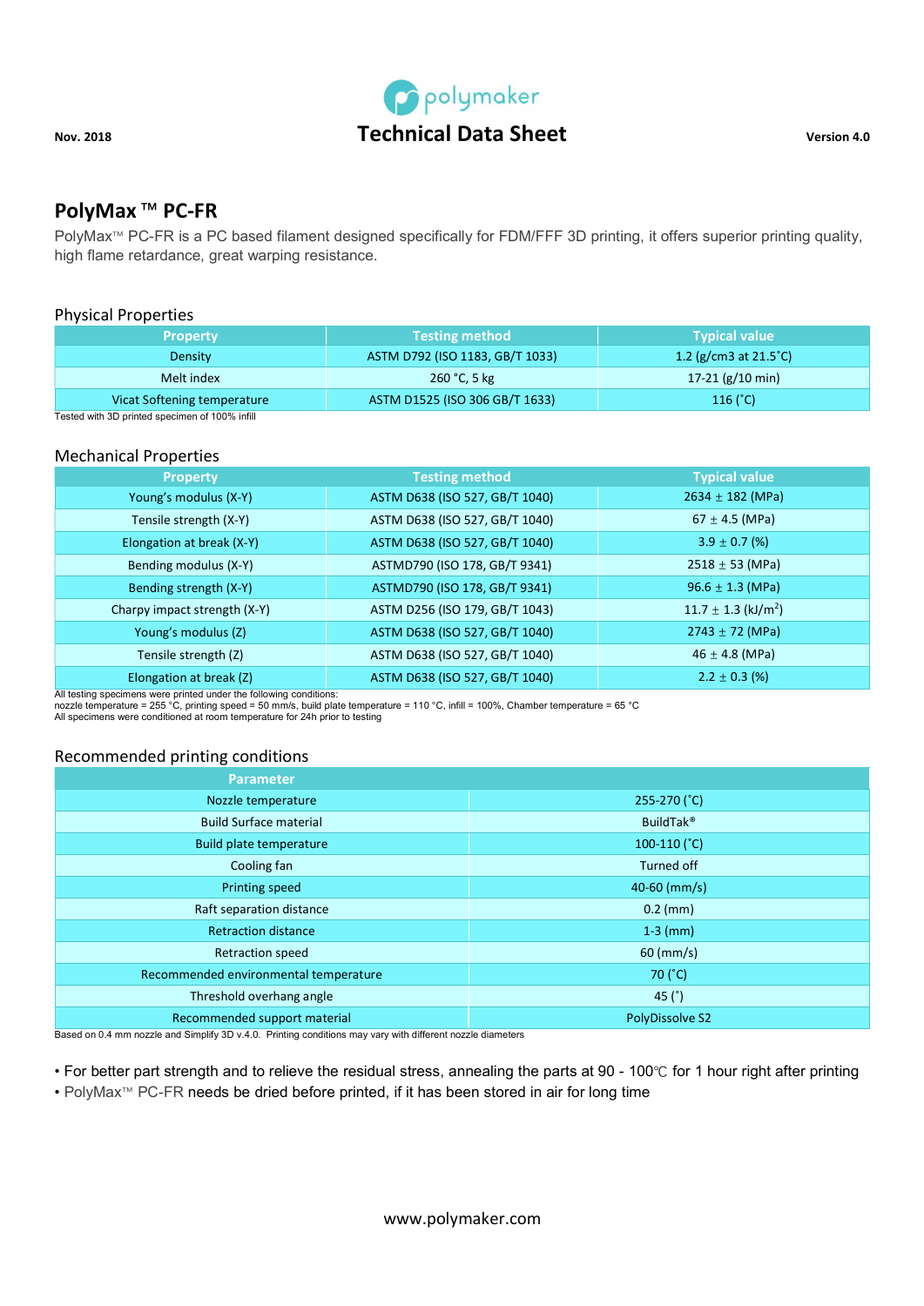Nov. 2018

# Technical Data Sheet

Version 4.0

## PolyMax ™ PC-FR

PolyMax™ PC-FR is a PC based filament designed specifically for FDM/FFF 3D printing, it offers superior printing quality, high flame retardance, great warping resistance.

### Physical Properties

| Property | Testing method | Typical value |
|---|---|---|
| Density | ASTM D792 (ISO 1183, GB/T 1033) | 1.2 (g/cm3 at 21.5˚C) |
| Melt index | 260 °C, 5 kg | 17-21 (g/10 min) |
| Vicat Softening temperature | ASTM D1525 (ISO 306 GB/T 1633) | 116 (˚C) |

Tested with 3D printed specimen of 100% infill

### Mechanical Properties

| Property | Testing method | Typical value |
|---|---|---|
| Young's modulus (X-Y) | ASTM D638 (ISO 527, GB/T 1040) | 2634 ± 182 (MPa) |
| Tensile strength (X-Y) | ASTM D638 (ISO 527, GB/T 1040) | 67 ± 4.5 (MPa) |
| Elongation at break (X-Y) | ASTM D638 (ISO 527, GB/T 1040) | 3.9 ± 0.7 (%) |
| Bending modulus (X-Y) | ASTMD790 (ISO 178, GB/T 9341) | 2518 ± 53 (MPa) |
| Bending strength (X-Y) | ASTMD790 (ISO 178, GB/T 9341) | 96.6 ± 1.3 (MPa) |
| Charpy impact strength (X-Y) | ASTM D256 (ISO 179, GB/T 1043) | 11.7 ± 1.3 (kJ/m$^2$) |
| Young's modulus (Z) | ASTM D638 (ISO 527, GB/T 1040) | 2743 ± 72 (MPa) |
| Tensile strength (Z) | ASTM D638 (ISO 527, GB/T 1040) | 46 ± 4.8 (MPa) |
| Elongation at break (Z) | ASTM D638 (ISO 527, GB/T 1040) | 2.2 ± 0.3 (%) |

All testing specimens were printed under the following conditions:
nozzle temperature = 255 °C, printing speed = 50 mm/s, build plate temperature = 110 °C, infill = 100%, Chamber temperature = 65 °C
All specimens were conditioned at room temperature for 24h prior to testing

### Recommended printing conditions

| Parameter | |
|---|---|
| Nozzle temperature | 255-270 (˚C) |
| Build Surface material | BuildTak® |
| Build plate temperature | 100-110 (˚C) |
| Cooling fan | Turned off |
| Printing speed | 40-60 (mm/s) |
| Raft separation distance | 0.2 (mm) |
| Retraction distance | 1-3 (mm) |
| Retraction speed | 60 (mm/s) |
| Recommended environmental temperature | 70 (˚C) |
| Threshold overhang angle | 45 (˚) |
| Recommended support material | PolyDissolve S2 |

Based on 0.4 mm nozzle and Simplify 3D v.4.0. Printing conditions may vary with different nozzle diameters

- For better part strength and to relieve the residual stress, annealing the parts at 90 - 100℃ for 1 hour right after printing
- PolyMax™ PC-FR needs be dried before printed, if it has been stored in air for long time

www.polymaker.com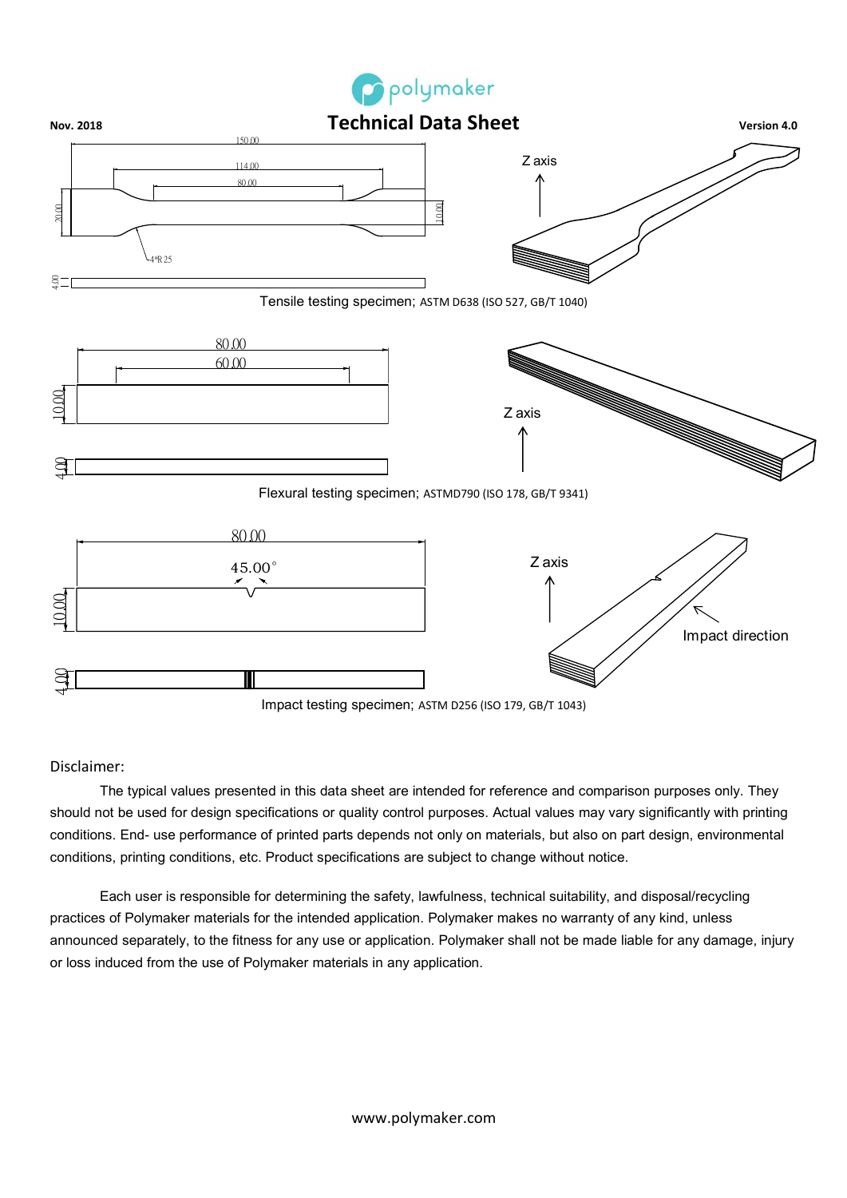Nov. 2018

# Technical Data Sheet

Version 4.0

150.00

114.00

80.00

20.00

10.00

4*R 25

4.00

Z axis

Tensile testing specimen; ASTM D638 (ISO 527, GB/T 1040)

80.00

60.00

10.00

4.00

Z axis

Flexural testing specimen; ASTMD790 (ISO 178, GB/T 9341)

80.00

45.00°

10.00

4.00

Z axis

Impact direction

Impact testing specimen; ASTM D256 (ISO 179, GB/T 1043)

Disclaimer:

The typical values presented in this data sheet are intended for reference and comparison purposes only. They should not be used for design specifications or quality control purposes. Actual values may vary significantly with printing conditions. End- use performance of printed parts depends not only on materials, but also on part design, environmental conditions, printing conditions, etc. Product specifications are subject to change without notice.

Each user is responsible for determining the safety, lawfulness, technical suitability, and disposal/recycling practices of Polymaker materials for the intended application. Polymaker makes no warranty of any kind, unless announced separately, to the fitness for any use or application. Polymaker shall not be made liable for any damage, injury or loss induced from the use of Polymaker materials in any application.